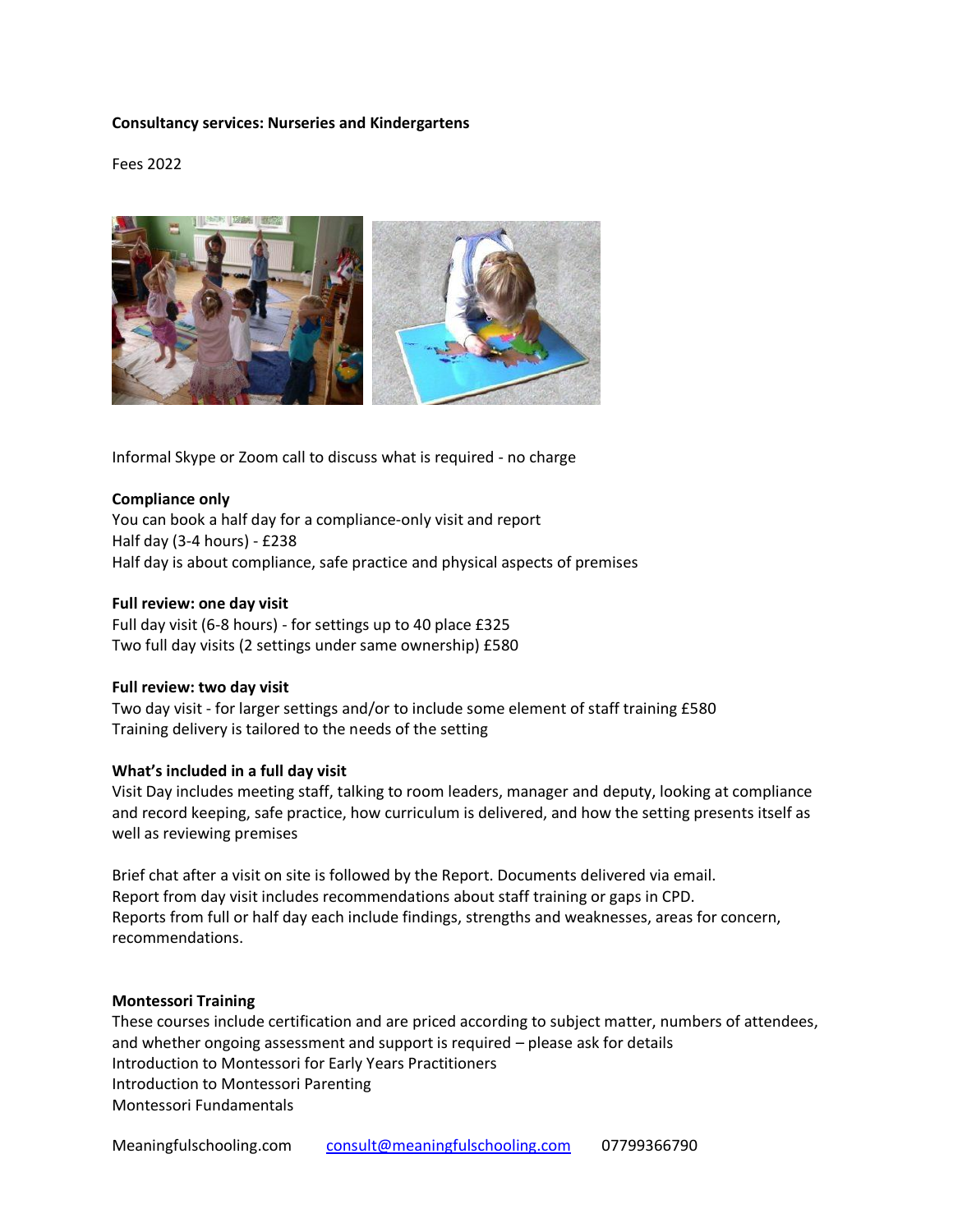**Consultancy services: Nurseries and Kindergartens**

Fees 2022

Informal Skype or Zoom call to discuss what is required - no charge

**Compliance only**

You can book a half day for a compliance-only visit and report
Half day (3-4 hours) - £238
Half day is about compliance, safe practice and physical aspects of premises

**Full review: one day visit**

Full day visit (6-8 hours) - for settings up to 40 place £325
Two full day visits (2 settings under same ownership) £580

**Full review: two day visit**

Two day visit - for larger settings and/or to include some element of staff training £580
Training delivery is tailored to the needs of the setting

**What's included in a full day visit**

Visit Day includes meeting staff, talking to room leaders, manager and deputy, looking at compliance and record keeping, safe practice, how curriculum is delivered, and how the setting presents itself as well as reviewing premises

Brief chat after a visit on site is followed by the Report. Documents delivered via email.
Report from day visit includes recommendations about staff training or gaps in CPD.
Reports from full or half day each include findings, strengths and weaknesses, areas for concern, recommendations.

**Montessori Training**

These courses include certification and are priced according to subject matter, numbers of attendees, and whether ongoing assessment and support is required – please ask for details
Introduction to Montessori for Early Years Practitioners
Introduction to Montessori Parenting
Montessori Fundamentals

Meaningfulschooling.com consult@meaningfulschooling.com 07799366790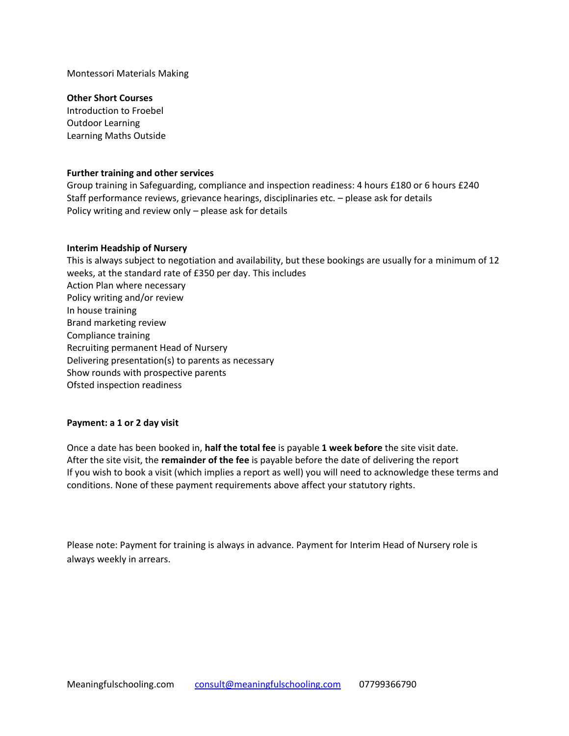Montessori Materials Making

**Other Short Courses**
Introduction to Froebel
Outdoor Learning
Learning Maths Outside

**Further training and other services**
Group training in Safeguarding, compliance and inspection readiness: 4 hours £180 or 6 hours £240
Staff performance reviews, grievance hearings, disciplinaries etc. – please ask for details
Policy writing and review only – please ask for details

**Interim Headship of Nursery**
This is always subject to negotiation and availability, but these bookings are usually for a minimum of 12 weeks, at the standard rate of £350 per day. This includes
Action Plan where necessary
Policy writing and/or review
In house training
Brand marketing review
Compliance training
Recruiting permanent Head of Nursery
Delivering presentation(s) to parents as necessary
Show rounds with prospective parents
Ofsted inspection readiness

**Payment: a 1 or 2 day visit**

Once a date has been booked in, **half the total fee** is payable **1 week before** the site visit date.
After the site visit, the **remainder of the fee** is payable before the date of delivering the report
If you wish to book a visit (which implies a report as well) you will need to acknowledge these terms and conditions. None of these payment requirements above affect your statutory rights.

Please note: Payment for training is always in advance. Payment for Interim Head of Nursery role is always weekly in arrears.

Meaningfulschooling.com consult@meaningfulschooling.com 07799366790